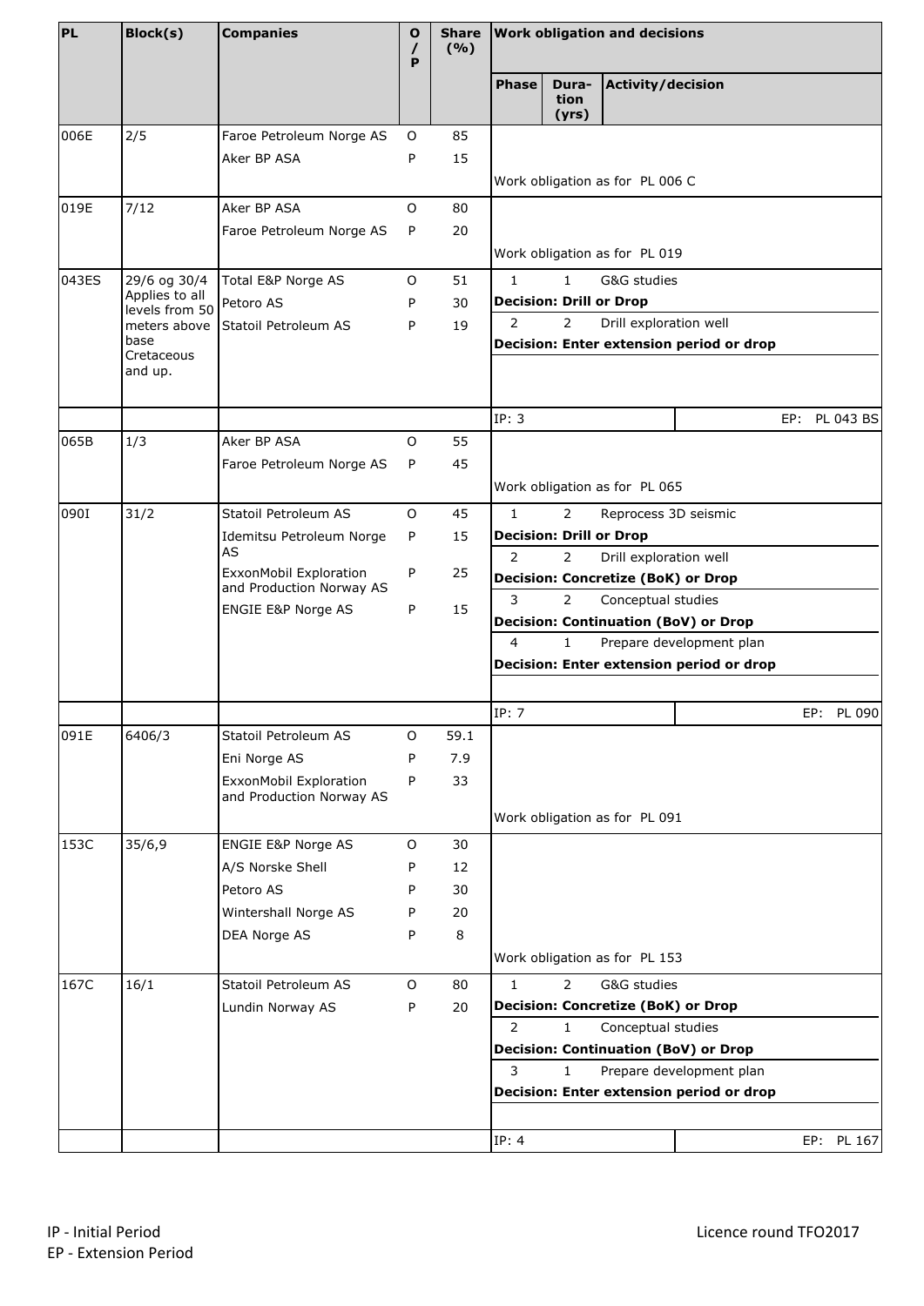| PL | Block(s) | Companies | O / P | Share (%) | Work obligation and decisions | | |
|---|---|---|---|---|---|---|---|
| | | | | | Phase | Dura-tion (yrs) | Activity/decision |
| 006E | 2/5 | Faroe Petroleum Norge AS | O | 85 | | | |
| | | Aker BP ASA | P | 15 | | | |
| | | | | | Work obligation as for PL 006 C | | |
| 019E | 7/12 | Aker BP ASA | O | 80 | | | |
| | | Faroe Petroleum Norge AS | P | 20 | | | |
| | | | | | Work obligation as for PL 019 | | |
| 043ES | 29/6 og 30/4 Applies to all levels from 50 meters above base Cretaceous and up. | Total E&P Norge AS | O | 51 | 1 | 1 | G&G studies |
| | | Petoro AS | P | 30 | **Decision: Drill or Drop** | | |
| | | Statoil Petroleum AS | P | 19 | 2 | 2 | Drill exploration well |
| | | | | | **Decision: Enter extension period or drop** | | |
| | | | | | IP: 3 | | EP: PL 043 BS |
| 065B | 1/3 | Aker BP ASA | O | 55 | | | |
| | | Faroe Petroleum Norge AS | P | 45 | | | |
| | | | | | Work obligation as for PL 065 | | |
| 090I | 31/2 | Statoil Petroleum AS | O | 45 | 1 | 2 | Reprocess 3D seismic |
| | | Idemitsu Petroleum Norge AS | P | 15 | **Decision: Drill or Drop** | | |
| | | | | | 2 | 2 | Drill exploration well |
| | | ExxonMobil Exploration and Production Norway AS | P | 25 | **Decision: Concretize (BoK) or Drop** | | |
| | | ENGIE E&P Norge AS | P | 15 | 3 | 2 | Conceptual studies |
| | | | | | **Decision: Continuation (BoV) or Drop** | | |
| | | | | | 4 | 1 | Prepare development plan |
| | | | | | **Decision: Enter extension period or drop** | | |
| | | | | | IP: 7 | | EP: PL 090 |
| 091E | 6406/3 | Statoil Petroleum AS | O | 59.1 | | | |
| | | Eni Norge AS | P | 7.9 | | | |
| | | ExxonMobil Exploration and Production Norway AS | P | 33 | | | |
| | | | | | Work obligation as for PL 091 | | |
| 153C | 35/6,9 | ENGIE E&P Norge AS | O | 30 | | | |
| | | A/S Norske Shell | P | 12 | | | |
| | | Petoro AS | P | 30 | | | |
| | | Wintershall Norge AS | P | 20 | | | |
| | | DEA Norge AS | P | 8 | | | |
| | | | | | Work obligation as for PL 153 | | |
| 167C | 16/1 | Statoil Petroleum AS | O | 80 | 1 | 2 | G&G studies |
| | | Lundin Norway AS | P | 20 | **Decision: Concretize (BoK) or Drop** | | |
| | | | | | 2 | 1 | Conceptual studies |
| | | | | | **Decision: Continuation (BoV) or Drop** | | |
| | | | | | 3 | 1 | Prepare development plan |
| | | | | | **Decision: Enter extension period or drop** | | |
| | | | | | IP: 4 | | EP: PL 167 |

IP - Initial Period
EP - Extension Period

Licence round TFO2017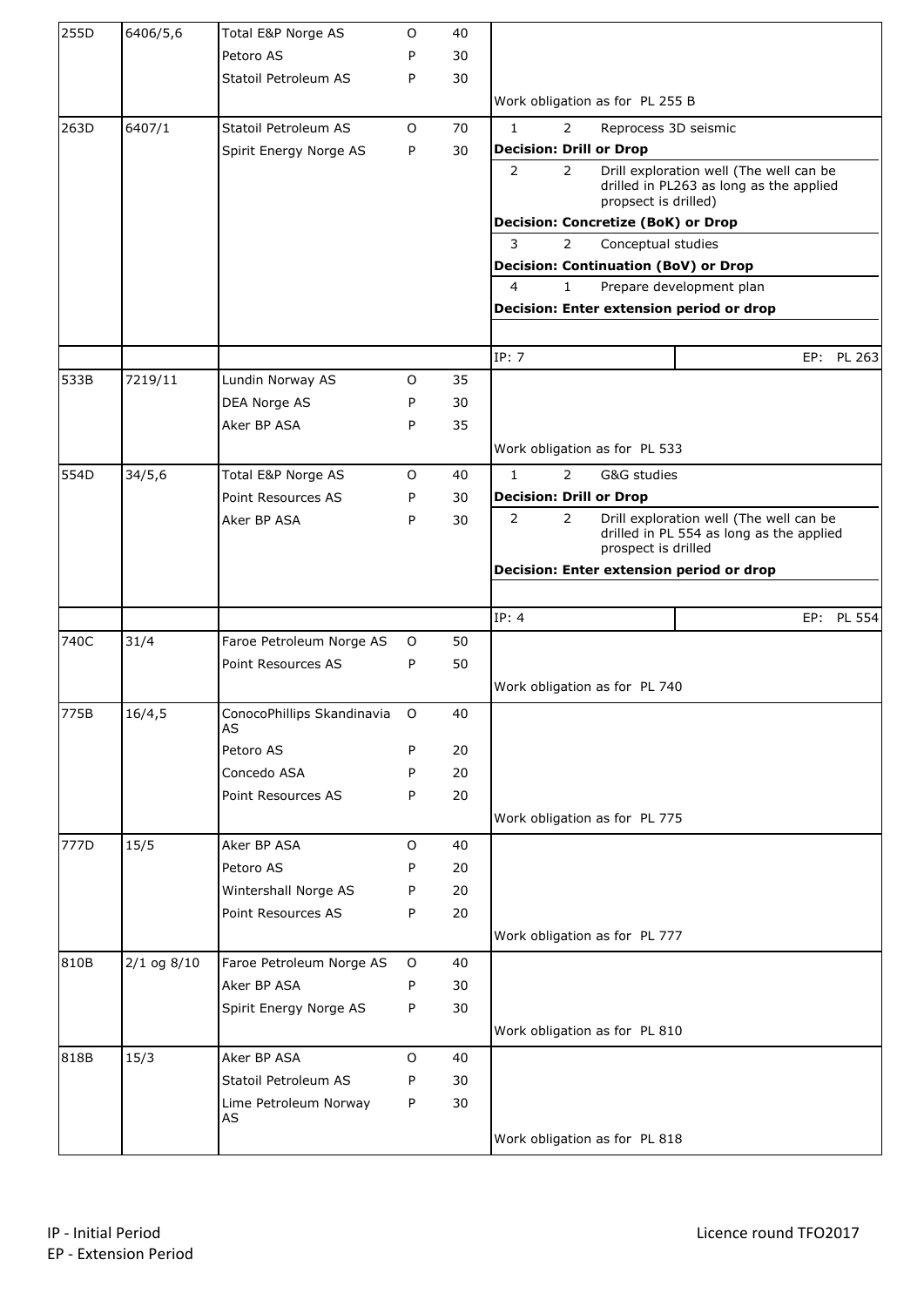| | | | | | | | | |
|---|---|---|---|---|---|---|---|---|
| 255D | 6406/5,6 | Total E&P Norge AS | O | 40 | | | | |
| | | Petoro AS | P | 30 | | | | |
| | | Statoil Petroleum AS | P | 30 | | | | |
| | | | | | Work obligation as for PL 255 B | | | |
| 263D | 6407/1 | Statoil Petroleum AS | O | 70 | 1 | 2 | Reprocess 3D seismic | |
| | | Spirit Energy Norge AS | P | 30 | **Decision: Drill or Drop** | | | |
| | | | | | 2 | 2 | Drill exploration well (The well can be drilled in PL263 as long as the applied propsect is drilled) | |
| | | | | | **Decision: Concretize (BoK) or Drop** | | | |
| | | | | | 3 | 2 | Conceptual studies | |
| | | | | | **Decision: Continuation (BoV) or Drop** | | | |
| | | | | | 4 | 1 | Prepare development plan | |
| | | | | | **Decision: Enter extension period or drop** | | | |
| | | | | | IP: 7 | | | EP: PL 263 |
| 533B | 7219/11 | Lundin Norway AS | O | 35 | | | | |
| | | DEA Norge AS | P | 30 | | | | |
| | | Aker BP ASA | P | 35 | | | | |
| | | | | | Work obligation as for PL 533 | | | |
| 554D | 34/5,6 | Total E&P Norge AS | O | 40 | 1 | 2 | G&G studies | |
| | | Point Resources AS | P | 30 | **Decision: Drill or Drop** | | | |
| | | Aker BP ASA | P | 30 | 2 | 2 | Drill exploration well (The well can be drilled in PL 554 as long as the applied prospect is drilled | |
| | | | | | **Decision: Enter extension period or drop** | | | |
| | | | | | IP: 4 | | | EP: PL 554 |
| 740C | 31/4 | Faroe Petroleum Norge AS | O | 50 | | | | |
| | | Point Resources AS | P | 50 | | | | |
| | | | | | Work obligation as for PL 740 | | | |
| 775B | 16/4,5 | ConocoPhillips Skandinavia AS | O | 40 | | | | |
| | | Petoro AS | P | 20 | | | | |
| | | Concedo ASA | P | 20 | | | | |
| | | Point Resources AS | P | 20 | | | | |
| | | | | | Work obligation as for PL 775 | | | |
| 777D | 15/5 | Aker BP ASA | O | 40 | | | | |
| | | Petoro AS | P | 20 | | | | |
| | | Wintershall Norge AS | P | 20 | | | | |
| | | Point Resources AS | P | 20 | | | | |
| | | | | | Work obligation as for PL 777 | | | |
| 810B | 2/1 og 8/10 | Faroe Petroleum Norge AS | O | 40 | | | | |
| | | Aker BP ASA | P | 30 | | | | |
| | | Spirit Energy Norge AS | P | 30 | | | | |
| | | | | | Work obligation as for PL 810 | | | |
| 818B | 15/3 | Aker BP ASA | O | 40 | | | | |
| | | Statoil Petroleum AS | P | 30 | | | | |
| | | Lime Petroleum Norway AS | P | 30 | | | | |
| | | | | | Work obligation as for PL 818 | | | |

IP - Initial Period
EP - Extension Period

Licence round TFO2017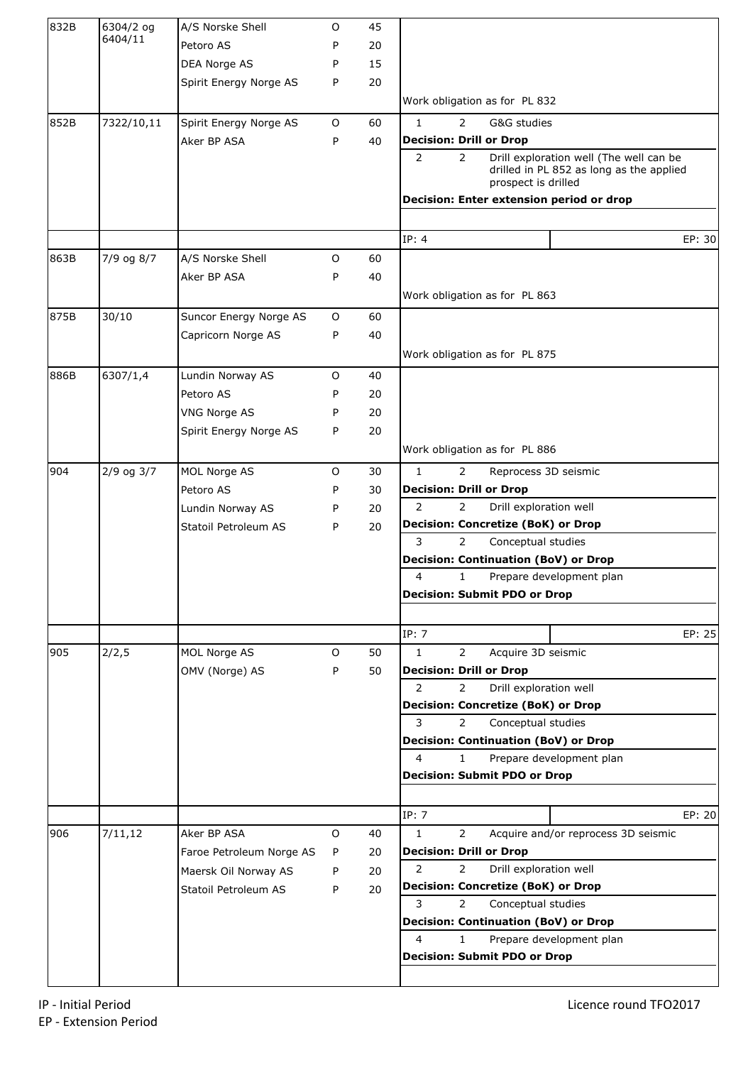| Licence | Blocks | Company | Role | Share (%) | Work obligation |
|---|---|---|---|---|---|
| 832B | 6304/2 og 6404/11 | A/S Norske Shell | O | 45 | |
| | | Petoro AS | P | 20 | |
| | | DEA Norge AS | P | 15 | |
| | | Spirit Energy Norge AS | P | 20 | |
| | | | | | Work obligation as for PL 832 |
| 852B | 7322/10,11 | Spirit Energy Norge AS | O | 60 | 1 — 2 — G&G studies |
| | | Aker BP ASA | P | 40 | **Decision: Drill or Drop** |
| | | | | | 2 — 2 — Drill exploration well (The well can be drilled in PL 852 as long as the applied prospect is drilled |
| | | | | | **Decision: Enter extension period or drop** |
| | | | | | IP: 4 — EP: 30 |
| 863B | 7/9 og 8/7 | A/S Norske Shell | O | 60 | |
| | | Aker BP ASA | P | 40 | |
| | | | | | Work obligation as for PL 863 |
| 875B | 30/10 | Suncor Energy Norge AS | O | 60 | |
| | | Capricorn Norge AS | P | 40 | |
| | | | | | Work obligation as for PL 875 |
| 886B | 6307/1,4 | Lundin Norway AS | O | 40 | |
| | | Petoro AS | P | 20 | |
| | | VNG Norge AS | P | 20 | |
| | | Spirit Energy Norge AS | P | 20 | |
| | | | | | Work obligation as for PL 886 |
| 904 | 2/9 og 3/7 | MOL Norge AS | O | 30 | 1 — 2 — Reprocess 3D seismic |
| | | Petoro AS | P | 30 | **Decision: Drill or Drop** |
| | | Lundin Norway AS | P | 20 | 2 — 2 — Drill exploration well |
| | | Statoil Petroleum AS | P | 20 | **Decision: Concretize (BoK) or Drop** |
| | | | | | 3 — 2 — Conceptual studies |
| | | | | | **Decision: Continuation (BoV) or Drop** |
| | | | | | 4 — 1 — Prepare development plan |
| | | | | | **Decision: Submit PDO or Drop** |
| | | | | | IP: 7 — EP: 25 |
| 905 | 2/2,5 | MOL Norge AS | O | 50 | 1 — 2 — Acquire 3D seismic |
| | | OMV (Norge) AS | P | 50 | **Decision: Drill or Drop** |
| | | | | | 2 — 2 — Drill exploration well |
| | | | | | **Decision: Concretize (BoK) or Drop** |
| | | | | | 3 — 2 — Conceptual studies |
| | | | | | **Decision: Continuation (BoV) or Drop** |
| | | | | | 4 — 1 — Prepare development plan |
| | | | | | **Decision: Submit PDO or Drop** |
| | | | | | IP: 7 — EP: 20 |
| 906 | 7/11,12 | Aker BP ASA | O | 40 | 1 — 2 — Acquire and/or reprocess 3D seismic |
| | | Faroe Petroleum Norge AS | P | 20 | **Decision: Drill or Drop** |
| | | Maersk Oil Norway AS | P | 20 | 2 — 2 — Drill exploration well |
| | | Statoil Petroleum AS | P | 20 | **Decision: Concretize (BoK) or Drop** |
| | | | | | 3 — 2 — Conceptual studies |
| | | | | | **Decision: Continuation (BoV) or Drop** |
| | | | | | 4 — 1 — Prepare development plan |
| | | | | | **Decision: Submit PDO or Drop** |

IP - Initial Period
EP - Extension Period

Licence round TFO2017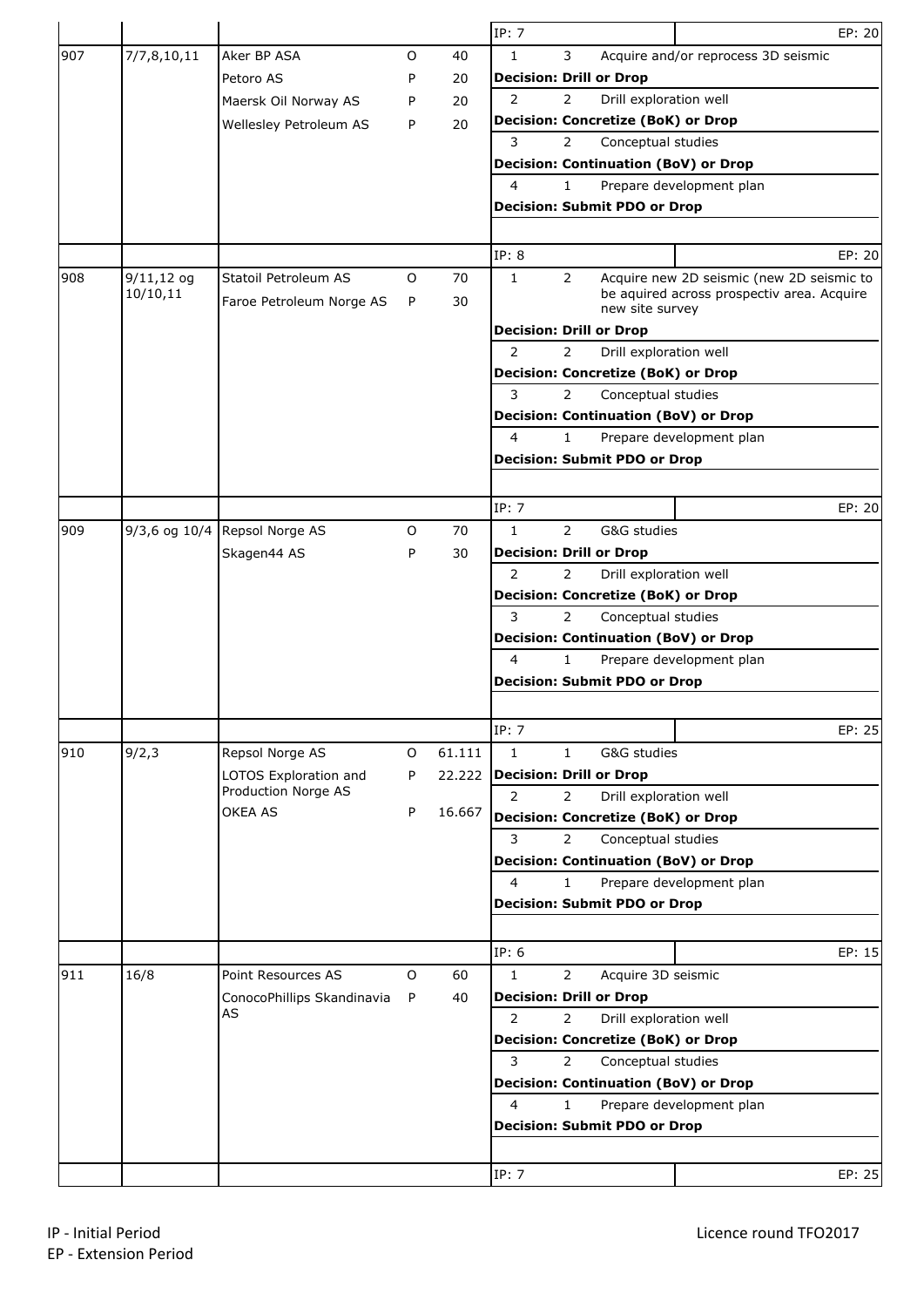| | | | | | | | | |
|---|---|---|---|---|---|---|---|---|
| | | | | | IP: 7 | | | EP: 20 |
| 907 | 7/7,8,10,11 | Aker BP ASA | O | 40 | 1 | 3 | Acquire and/or reprocess 3D seismic | |
| | | Petoro AS | P | 20 | **Decision: Drill or Drop** | | | |
| | | Maersk Oil Norway AS | P | 20 | 2 | 2 | Drill exploration well | |
| | | Wellesley Petroleum AS | P | 20 | **Decision: Concretize (BoK) or Drop** | | | |
| | | | | | 3 | 2 | Conceptual studies | |
| | | | | | **Decision: Continuation (BoV) or Drop** | | | |
| | | | | | 4 | 1 | Prepare development plan | |
| | | | | | **Decision: Submit PDO or Drop** | | | |
| | | | | | IP: 8 | | | EP: 20 |
| 908 | 9/11,12 og 10/10,11 | Statoil Petroleum AS | O | 70 | 1 | 2 | Acquire new 2D seismic (new 2D seismic to be aquired across prospectiv area. Acquire new site survey | |
| | | Faroe Petroleum Norge AS | P | 30 | **Decision: Drill or Drop** | | | |
| | | | | | 2 | 2 | Drill exploration well | |
| | | | | | **Decision: Concretize (BoK) or Drop** | | | |
| | | | | | 3 | 2 | Conceptual studies | |
| | | | | | **Decision: Continuation (BoV) or Drop** | | | |
| | | | | | 4 | 1 | Prepare development plan | |
| | | | | | **Decision: Submit PDO or Drop** | | | |
| | | | | | IP: 7 | | | EP: 20 |
| 909 | 9/3,6 og 10/4 | Repsol Norge AS | O | 70 | 1 | 2 | G&G studies | |
| | | Skagen44 AS | P | 30 | **Decision: Drill or Drop** | | | |
| | | | | | 2 | 2 | Drill exploration well | |
| | | | | | **Decision: Concretize (BoK) or Drop** | | | |
| | | | | | 3 | 2 | Conceptual studies | |
| | | | | | **Decision: Continuation (BoV) or Drop** | | | |
| | | | | | 4 | 1 | Prepare development plan | |
| | | | | | **Decision: Submit PDO or Drop** | | | |
| | | | | | IP: 7 | | | EP: 25 |
| 910 | 9/2,3 | Repsol Norge AS | O | 61.111 | 1 | 1 | G&G studies | |
| | | LOTOS Exploration and Production Norge AS | P | 22.222 | **Decision: Drill or Drop** | | | |
| | | | | | 2 | 2 | Drill exploration well | |
| | | OKEA AS | P | 16.667 | **Decision: Concretize (BoK) or Drop** | | | |
| | | | | | 3 | 2 | Conceptual studies | |
| | | | | | **Decision: Continuation (BoV) or Drop** | | | |
| | | | | | 4 | 1 | Prepare development plan | |
| | | | | | **Decision: Submit PDO or Drop** | | | |
| | | | | | IP: 6 | | | EP: 15 |
| 911 | 16/8 | Point Resources AS | O | 60 | 1 | 2 | Acquire 3D seismic | |
| | | ConocoPhillips Skandinavia AS | P | 40 | **Decision: Drill or Drop** | | | |
| | | | | | 2 | 2 | Drill exploration well | |
| | | | | | **Decision: Concretize (BoK) or Drop** | | | |
| | | | | | 3 | 2 | Conceptual studies | |
| | | | | | **Decision: Continuation (BoV) or Drop** | | | |
| | | | | | 4 | 1 | Prepare development plan | |
| | | | | | **Decision: Submit PDO or Drop** | | | |
| | | | | | IP: 7 | | | EP: 25 |

IP - Initial Period
EP - Extension Period

Licence round TFO2017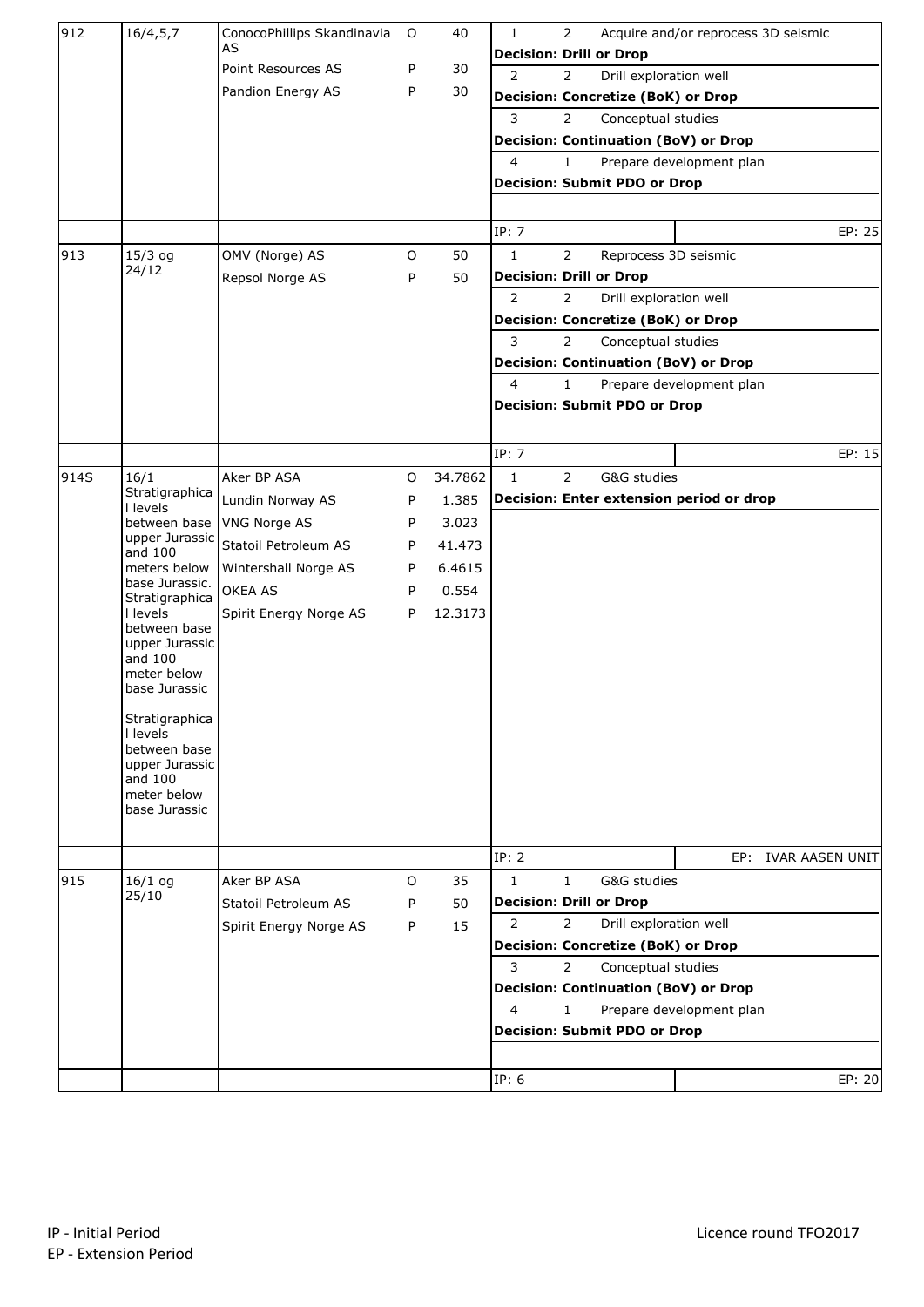| Licence | Block | Company | O/P | Share | Work programme |
|---|---|---|---|---|---|
| 912 | 16/4,5,7 | ConocoPhillips Skandinavia AS | O | 40 | 1 2 Acquire and/or reprocess 3D seismic |
| | | | | | **Decision: Drill or Drop** |
| | | Point Resources AS | P | 30 | 2 2 Drill exploration well |
| | | Pandion Energy AS | P | 30 | **Decision: Concretize (BoK) or Drop** |
| | | | | | 3 2 Conceptual studies |
| | | | | | **Decision: Continuation (BoV) or Drop** |
| | | | | | 4 1 Prepare development plan |
| | | | | | **Decision: Submit PDO or Drop** |
| | | | | | IP: 7 — EP: 25 |
| 913 | 15/3 og 24/12 | OMV (Norge) AS | O | 50 | 1 2 Reprocess 3D seismic |
| | | Repsol Norge AS | P | 50 | **Decision: Drill or Drop** |
| | | | | | 2 2 Drill exploration well |
| | | | | | **Decision: Concretize (BoK) or Drop** |
| | | | | | 3 2 Conceptual studies |
| | | | | | **Decision: Continuation (BoV) or Drop** |
| | | | | | 4 1 Prepare development plan |
| | | | | | **Decision: Submit PDO or Drop** |
| | | | | | IP: 7 — EP: 15 |
| 914S | 16/1 Stratigraphical levels between base upper Jurassic and 100 meters below base Jurassic. Stratigraphical levels between base upper Jurassic and 100 meter below base Jurassic Stratigraphical levels between base upper Jurassic and 100 meter below base Jurassic | Aker BP ASA | O | 34.7862 | 1 2 G&G studies |
| | | Lundin Norway AS | P | 1.385 | **Decision: Enter extension period or drop** |
| | | VNG Norge AS | P | 3.023 | |
| | | Statoil Petroleum AS | P | 41.473 | |
| | | Wintershall Norge AS | P | 6.4615 | |
| | | OKEA AS | P | 0.554 | |
| | | Spirit Energy Norge AS | P | 12.3173 | |
| | | | | | IP: 2 — EP: IVAR AASEN UNIT |
| 915 | 16/1 og 25/10 | Aker BP ASA | O | 35 | 1 1 G&G studies |
| | | Statoil Petroleum AS | P | 50 | **Decision: Drill or Drop** |
| | | Spirit Energy Norge AS | P | 15 | 2 2 Drill exploration well |
| | | | | | **Decision: Concretize (BoK) or Drop** |
| | | | | | 3 2 Conceptual studies |
| | | | | | **Decision: Continuation (BoV) or Drop** |
| | | | | | 4 1 Prepare development plan |
| | | | | | **Decision: Submit PDO or Drop** |
| | | | | | IP: 6 — EP: 20 |

IP - Initial Period
EP - Extension Period

Licence round TFO2017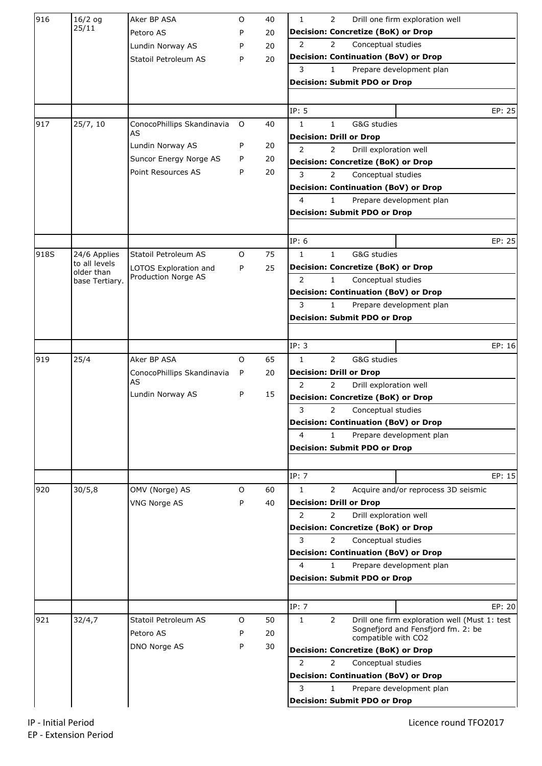| Licence | Blocks | Company | Role | Share | Work programme |
|---|---|---|---|---|---|
| 916 | 16/2 og 25/11 | Aker BP ASA | O | 40 | 1 2 Drill one firm exploration well |
| | | Petoro AS | P | 20 | **Decision: Concretize (BoK) or Drop** |
| | | Lundin Norway AS | P | 20 | 2 2 Conceptual studies |
| | | Statoil Petroleum AS | P | 20 | **Decision: Continuation (BoV) or Drop** |
| | | | | | 3 1 Prepare development plan |
| | | | | | **Decision: Submit PDO or Drop** |
| | | | | | IP: 5 EP: 25 |
| 917 | 25/7, 10 | ConocoPhillips Skandinavia AS | O | 40 | 1 1 G&G studies |
| | | Lundin Norway AS | P | 20 | **Decision: Drill or Drop** |
| | | Suncor Energy Norge AS | P | 20 | 2 2 Drill exploration well |
| | | Point Resources AS | P | 20 | **Decision: Concretize (BoK) or Drop** |
| | | | | | 3 2 Conceptual studies |
| | | | | | **Decision: Continuation (BoV) or Drop** |
| | | | | | 4 1 Prepare development plan |
| | | | | | **Decision: Submit PDO or Drop** |
| | | | | | IP: 6 EP: 25 |
| 918S | 24/6 Applies to all levels older than base Tertiary. | Statoil Petroleum AS | O | 75 | 1 1 G&G studies |
| | | LOTOS Exploration and Production Norge AS | P | 25 | **Decision: Concretize (BoK) or Drop** |
| | | | | | 2 1 Conceptual studies |
| | | | | | **Decision: Continuation (BoV) or Drop** |
| | | | | | 3 1 Prepare development plan |
| | | | | | **Decision: Submit PDO or Drop** |
| | | | | | IP: 3 EP: 16 |
| 919 | 25/4 | Aker BP ASA | O | 65 | 1 2 G&G studies |
| | | ConocoPhillips Skandinavia AS | P | 20 | **Decision: Drill or Drop** |
| | | Lundin Norway AS | P | 15 | 2 2 Drill exploration well |
| | | | | | **Decision: Concretize (BoK) or Drop** |
| | | | | | 3 2 Conceptual studies |
| | | | | | **Decision: Continuation (BoV) or Drop** |
| | | | | | 4 1 Prepare development plan |
| | | | | | **Decision: Submit PDO or Drop** |
| | | | | | IP: 7 EP: 15 |
| 920 | 30/5,8 | OMV (Norge) AS | O | 60 | 1 2 Acquire and/or reprocess 3D seismic |
| | | VNG Norge AS | P | 40 | **Decision: Drill or Drop** |
| | | | | | 2 2 Drill exploration well |
| | | | | | **Decision: Concretize (BoK) or Drop** |
| | | | | | 3 2 Conceptual studies |
| | | | | | **Decision: Continuation (BoV) or Drop** |
| | | | | | 4 1 Prepare development plan |
| | | | | | **Decision: Submit PDO or Drop** |
| | | | | | IP: 7 EP: 20 |
| 921 | 32/4,7 | Statoil Petroleum AS | O | 50 | 1 2 Drill one firm exploration well (Must 1: test Sognefjord and Fensfjord fm. 2: be compatible with $CO_2$ |
| | | Petoro AS | P | 20 | **Decision: Concretize (BoK) or Drop** |
| | | DNO Norge AS | P | 30 | 2 2 Conceptual studies |
| | | | | | **Decision: Continuation (BoV) or Drop** |
| | | | | | 3 1 Prepare development plan |
| | | | | | **Decision: Submit PDO or Drop** |

IP - Initial Period
EP - Extension Period

Licence round TFO2017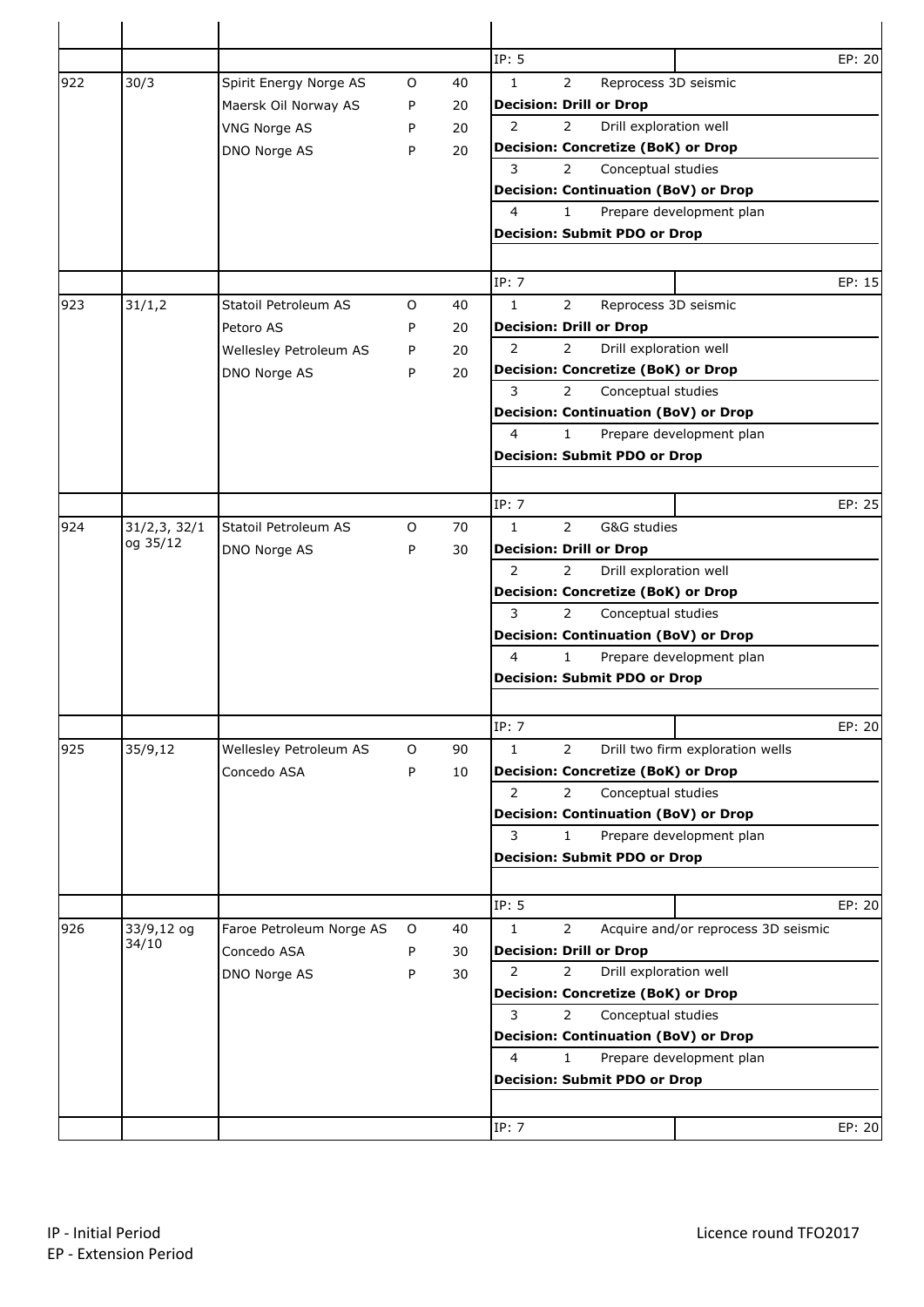| | | | | | | |
|---|---|---|---|---|---|---|
| | | | | | IP: 5 | EP: 20 |
| 922 | 30/3 | Spirit Energy Norge AS | O | 40 | 1 2 Reprocess 3D seismic | |
| | | Maersk Oil Norway AS | P | 20 | **Decision: Drill or Drop** | |
| | | VNG Norge AS | P | 20 | 2 2 Drill exploration well | |
| | | DNO Norge AS | P | 20 | **Decision: Concretize (BoK) or Drop** | |
| | | | | | 3 2 Conceptual studies | |
| | | | | | **Decision: Continuation (BoV) or Drop** | |
| | | | | | 4 1 Prepare development plan | |
| | | | | | **Decision: Submit PDO or Drop** | |
| | | | | | IP: 7 | EP: 15 |
| 923 | 31/1,2 | Statoil Petroleum AS | O | 40 | 1 2 Reprocess 3D seismic | |
| | | Petoro AS | P | 20 | **Decision: Drill or Drop** | |
| | | Wellesley Petroleum AS | P | 20 | 2 2 Drill exploration well | |
| | | DNO Norge AS | P | 20 | **Decision: Concretize (BoK) or Drop** | |
| | | | | | 3 2 Conceptual studies | |
| | | | | | **Decision: Continuation (BoV) or Drop** | |
| | | | | | 4 1 Prepare development plan | |
| | | | | | **Decision: Submit PDO or Drop** | |
| | | | | | IP: 7 | EP: 25 |
| 924 | 31/2,3, 32/1 og 35/12 | Statoil Petroleum AS | O | 70 | 1 2 G&G studies | |
| | | DNO Norge AS | P | 30 | **Decision: Drill or Drop** | |
| | | | | | 2 2 Drill exploration well | |
| | | | | | **Decision: Concretize (BoK) or Drop** | |
| | | | | | 3 2 Conceptual studies | |
| | | | | | **Decision: Continuation (BoV) or Drop** | |
| | | | | | 4 1 Prepare development plan | |
| | | | | | **Decision: Submit PDO or Drop** | |
| | | | | | IP: 7 | EP: 20 |
| 925 | 35/9,12 | Wellesley Petroleum AS | O | 90 | 1 2 Drill two firm exploration wells | |
| | | Concedo ASA | P | 10 | **Decision: Concretize (BoK) or Drop** | |
| | | | | | 2 2 Conceptual studies | |
| | | | | | **Decision: Continuation (BoV) or Drop** | |
| | | | | | 3 1 Prepare development plan | |
| | | | | | **Decision: Submit PDO or Drop** | |
| | | | | | IP: 5 | EP: 20 |
| 926 | 33/9,12 og 34/10 | Faroe Petroleum Norge AS | O | 40 | 1 2 Acquire and/or reprocess 3D seismic | |
| | | Concedo ASA | P | 30 | **Decision: Drill or Drop** | |
| | | DNO Norge AS | P | 30 | 2 2 Drill exploration well | |
| | | | | | **Decision: Concretize (BoK) or Drop** | |
| | | | | | 3 2 Conceptual studies | |
| | | | | | **Decision: Continuation (BoV) or Drop** | |
| | | | | | 4 1 Prepare development plan | |
| | | | | | **Decision: Submit PDO or Drop** | |
| | | | | | IP: 7 | EP: 20 |

IP - Initial Period
EP - Extension Period

Licence round TFO2017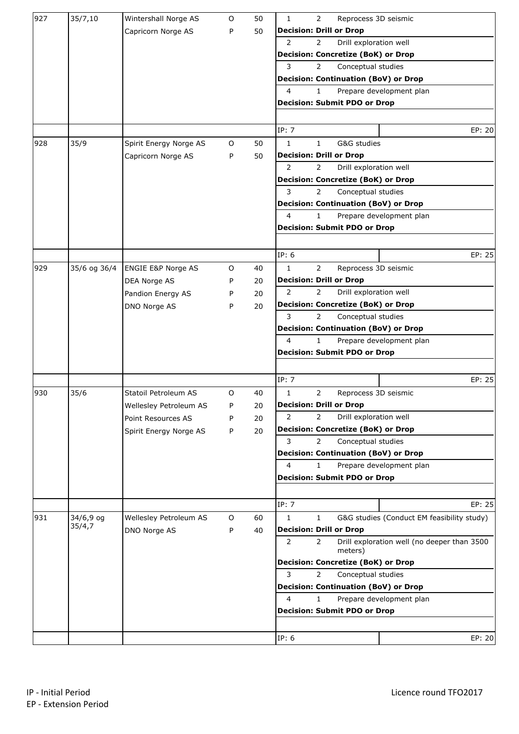| | | | | | | | | |
|---|---|---|---|---|---|---|---|---|
| 927 | 35/7,10 | Wintershall Norge AS | O | 50 | 1 | 2 | Reprocess 3D seismic | |
| | | Capricorn Norge AS | P | 50 | **Decision: Drill or Drop** | | | |
| | | | | | 2 | 2 | Drill exploration well | |
| | | | | | **Decision: Concretize (BoK) or Drop** | | | |
| | | | | | 3 | 2 | Conceptual studies | |
| | | | | | **Decision: Continuation (BoV) or Drop** | | | |
| | | | | | 4 | 1 | Prepare development plan | |
| | | | | | **Decision: Submit PDO or Drop** | | | |
| | | | | | IP: 7 | | | EP: 20 |
| 928 | 35/9 | Spirit Energy Norge AS | O | 50 | 1 | 1 | G&G studies | |
| | | Capricorn Norge AS | P | 50 | **Decision: Drill or Drop** | | | |
| | | | | | 2 | 2 | Drill exploration well | |
| | | | | | **Decision: Concretize (BoK) or Drop** | | | |
| | | | | | 3 | 2 | Conceptual studies | |
| | | | | | **Decision: Continuation (BoV) or Drop** | | | |
| | | | | | 4 | 1 | Prepare development plan | |
| | | | | | **Decision: Submit PDO or Drop** | | | |
| | | | | | IP: 6 | | | EP: 25 |
| 929 | 35/6 og 36/4 | ENGIE E&P Norge AS | O | 40 | 1 | 2 | Reprocess 3D seismic | |
| | | DEA Norge AS | P | 20 | **Decision: Drill or Drop** | | | |
| | | Pandion Energy AS | P | 20 | 2 | 2 | Drill exploration well | |
| | | DNO Norge AS | P | 20 | **Decision: Concretize (BoK) or Drop** | | | |
| | | | | | 3 | 2 | Conceptual studies | |
| | | | | | **Decision: Continuation (BoV) or Drop** | | | |
| | | | | | 4 | 1 | Prepare development plan | |
| | | | | | **Decision: Submit PDO or Drop** | | | |
| | | | | | IP: 7 | | | EP: 25 |
| 930 | 35/6 | Statoil Petroleum AS | O | 40 | 1 | 2 | Reprocess 3D seismic | |
| | | Wellesley Petroleum AS | P | 20 | **Decision: Drill or Drop** | | | |
| | | Point Resources AS | P | 20 | 2 | 2 | Drill exploration well | |
| | | Spirit Energy Norge AS | P | 20 | **Decision: Concretize (BoK) or Drop** | | | |
| | | | | | 3 | 2 | Conceptual studies | |
| | | | | | **Decision: Continuation (BoV) or Drop** | | | |
| | | | | | 4 | 1 | Prepare development plan | |
| | | | | | **Decision: Submit PDO or Drop** | | | |
| | | | | | IP: 7 | | | EP: 25 |
| 931 | 34/6,9 og 35/4,7 | Wellesley Petroleum AS | O | 60 | 1 | 1 | G&G studies (Conduct EM feasibility study) | |
| | | DNO Norge AS | P | 40 | **Decision: Drill or Drop** | | | |
| | | | | | 2 | 2 | Drill exploration well (no deeper than 3500 meters) | |
| | | | | | **Decision: Concretize (BoK) or Drop** | | | |
| | | | | | 3 | 2 | Conceptual studies | |
| | | | | | **Decision: Continuation (BoV) or Drop** | | | |
| | | | | | 4 | 1 | Prepare development plan | |
| | | | | | **Decision: Submit PDO or Drop** | | | |
| | | | | | IP: 6 | | | EP: 20 |

IP - Initial Period
EP - Extension Period

Licence round TFO2017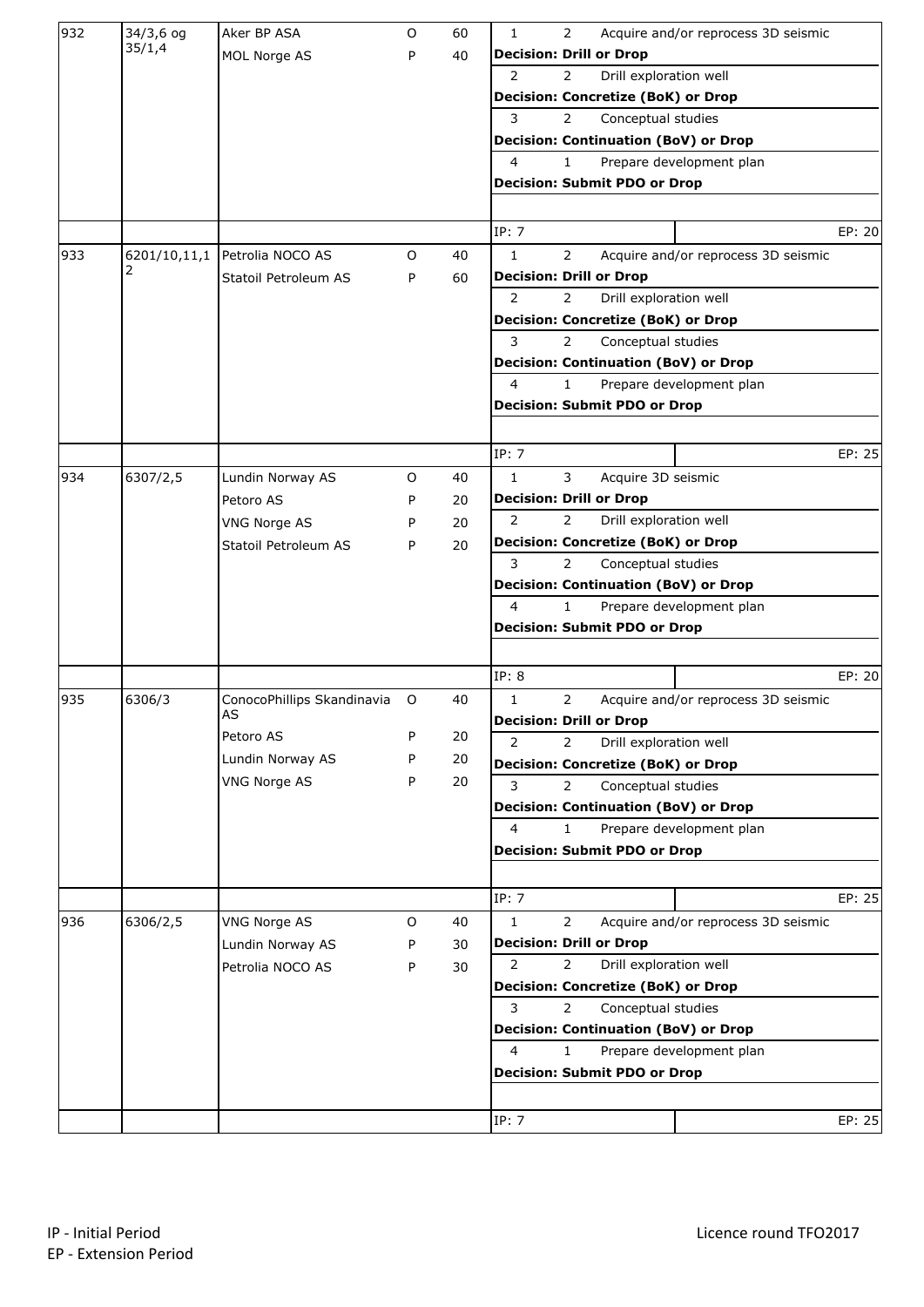| Licence | Blocks | Companies | Role | Share | Work programme |
|---|---|---|---|---|---|
| 932 | 34/3,6 og 35/1,4 | Aker BP ASA | O | 60 | 1 &nbsp; 2 &nbsp; Acquire and/or reprocess 3D seismic<br>**Decision: Drill or Drop**<br>2 &nbsp; 2 &nbsp; Drill exploration well<br>**Decision: Concretize (BoK) or Drop**<br>3 &nbsp; 2 &nbsp; Conceptual studies<br>**Decision: Continuation (BoV) or Drop**<br>4 &nbsp; 1 &nbsp; Prepare development plan<br>**Decision: Submit PDO or Drop** |
| | | MOL Norge AS | P | 40 | |
| | | | | | IP: 7 &nbsp;&nbsp; EP: 20 |
| 933 | 6201/10,11,12 | Petrolia NOCO AS | O | 40 | 1 &nbsp; 2 &nbsp; Acquire and/or reprocess 3D seismic<br>**Decision: Drill or Drop**<br>2 &nbsp; 2 &nbsp; Drill exploration well<br>**Decision: Concretize (BoK) or Drop**<br>3 &nbsp; 2 &nbsp; Conceptual studies<br>**Decision: Continuation (BoV) or Drop**<br>4 &nbsp; 1 &nbsp; Prepare development plan<br>**Decision: Submit PDO or Drop** |
| | | Statoil Petroleum AS | P | 60 | |
| | | | | | IP: 7 &nbsp;&nbsp; EP: 25 |
| 934 | 6307/2,5 | Lundin Norway AS | O | 40 | 1 &nbsp; 3 &nbsp; Acquire 3D seismic<br>**Decision: Drill or Drop**<br>2 &nbsp; 2 &nbsp; Drill exploration well<br>**Decision: Concretize (BoK) or Drop**<br>3 &nbsp; 2 &nbsp; Conceptual studies<br>**Decision: Continuation (BoV) or Drop**<br>4 &nbsp; 1 &nbsp; Prepare development plan<br>**Decision: Submit PDO or Drop** |
| | | Petoro AS | P | 20 | |
| | | VNG Norge AS | P | 20 | |
| | | Statoil Petroleum AS | P | 20 | |
| | | | | | IP: 8 &nbsp;&nbsp; EP: 20 |
| 935 | 6306/3 | ConocoPhillips Skandinavia AS | O | 40 | 1 &nbsp; 2 &nbsp; Acquire and/or reprocess 3D seismic<br>**Decision: Drill or Drop**<br>2 &nbsp; 2 &nbsp; Drill exploration well<br>**Decision: Concretize (BoK) or Drop**<br>3 &nbsp; 2 &nbsp; Conceptual studies<br>**Decision: Continuation (BoV) or Drop**<br>4 &nbsp; 1 &nbsp; Prepare development plan<br>**Decision: Submit PDO or Drop** |
| | | Petoro AS | P | 20 | |
| | | Lundin Norway AS | P | 20 | |
| | | VNG Norge AS | P | 20 | |
| | | | | | IP: 7 &nbsp;&nbsp; EP: 25 |
| 936 | 6306/2,5 | VNG Norge AS | O | 40 | 1 &nbsp; 2 &nbsp; Acquire and/or reprocess 3D seismic<br>**Decision: Drill or Drop**<br>2 &nbsp; 2 &nbsp; Drill exploration well<br>**Decision: Concretize (BoK) or Drop**<br>3 &nbsp; 2 &nbsp; Conceptual studies<br>**Decision: Continuation (BoV) or Drop**<br>4 &nbsp; 1 &nbsp; Prepare development plan<br>**Decision: Submit PDO or Drop** |
| | | Lundin Norway AS | P | 30 | |
| | | Petrolia NOCO AS | P | 30 | |
| | | | | | IP: 7 &nbsp;&nbsp; EP: 25 |

IP - Initial Period
EP - Extension Period

Licence round TFO2017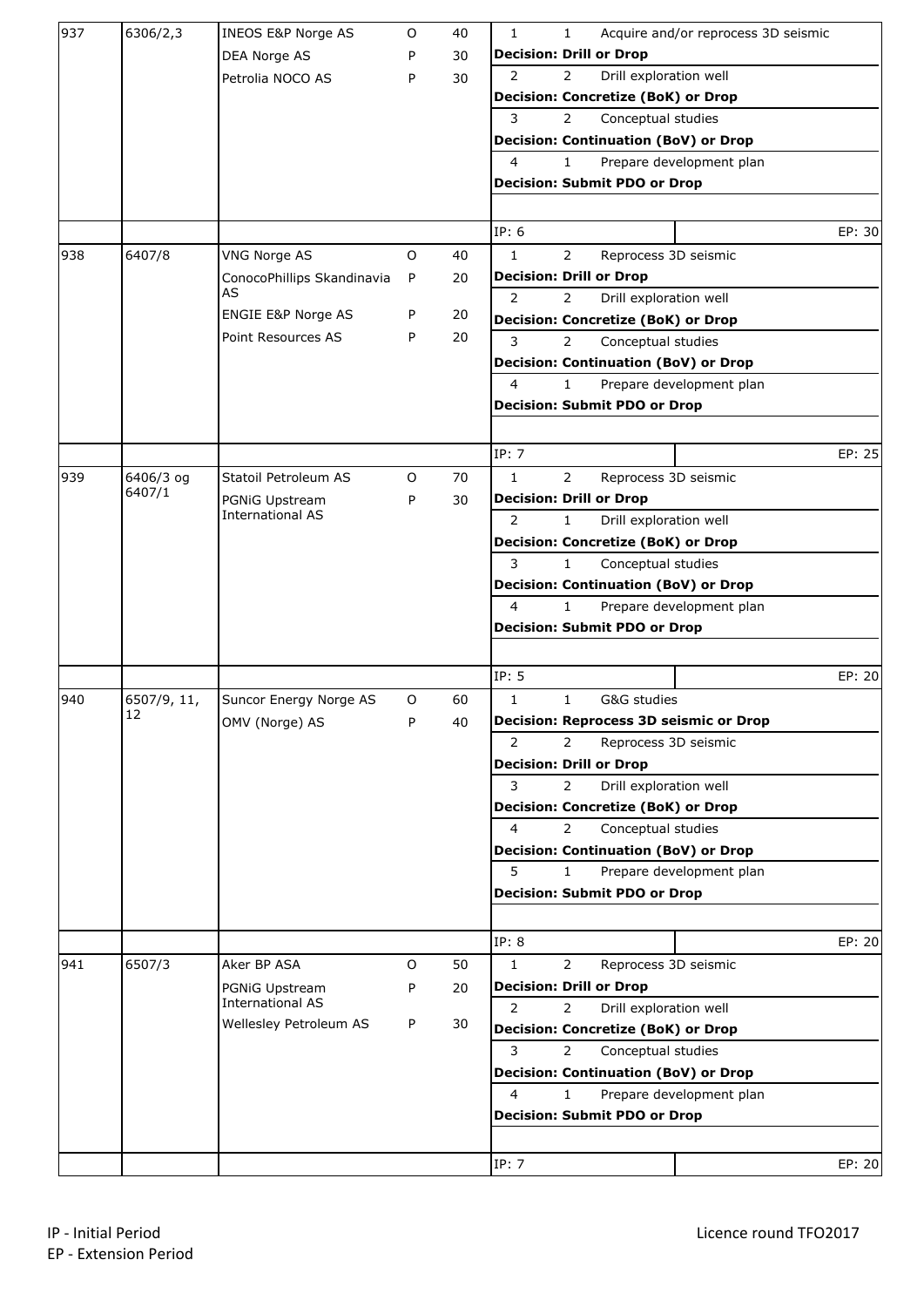| | | | | | |
|---|---|---|---|---|---|
| 937 | 6306/2,3 | INEOS E&P Norge AS | O | 40 | 1 1 Acquire and/or reprocess 3D seismic<br>**Decision: Drill or Drop**<br>2 2 Drill exploration well<br>**Decision: Concretize (BoK) or Drop**<br>3 2 Conceptual studies<br>**Decision: Continuation (BoV) or Drop**<br>4 1 Prepare development plan<br>**Decision: Submit PDO or Drop** |
| | | DEA Norge AS | P | 30 | |
| | | Petrolia NOCO AS | P | 30 | |
| | | | | | IP: 6 EP: 30 |
| 938 | 6407/8 | VNG Norge AS | O | 40 | 1 2 Reprocess 3D seismic<br>**Decision: Drill or Drop**<br>2 2 Drill exploration well<br>**Decision: Concretize (BoK) or Drop**<br>3 2 Conceptual studies<br>**Decision: Continuation (BoV) or Drop**<br>4 1 Prepare development plan<br>**Decision: Submit PDO or Drop** |
| | | ConocoPhillips Skandinavia AS | P | 20 | |
| | | ENGIE E&P Norge AS | P | 20 | |
| | | Point Resources AS | P | 20 | |
| | | | | | IP: 7 EP: 25 |
| 939 | 6406/3 og 6407/1 | Statoil Petroleum AS | O | 70 | 1 2 Reprocess 3D seismic<br>**Decision: Drill or Drop**<br>2 1 Drill exploration well<br>**Decision: Concretize (BoK) or Drop**<br>3 1 Conceptual studies<br>**Decision: Continuation (BoV) or Drop**<br>4 1 Prepare development plan<br>**Decision: Submit PDO or Drop** |
| | | PGNiG Upstream International AS | P | 30 | |
| | | | | | IP: 5 EP: 20 |
| 940 | 6507/9, 11, 12 | Suncor Energy Norge AS | O | 60 | 1 1 G&G studies<br>**Decision: Reprocess 3D seismic or Drop**<br>2 2 Reprocess 3D seismic<br>**Decision: Drill or Drop**<br>3 2 Drill exploration well<br>**Decision: Concretize (BoK) or Drop**<br>4 2 Conceptual studies<br>**Decision: Continuation (BoV) or Drop**<br>5 1 Prepare development plan<br>**Decision: Submit PDO or Drop** |
| | | OMV (Norge) AS | P | 40 | |
| | | | | | IP: 8 EP: 20 |
| 941 | 6507/3 | Aker BP ASA | O | 50 | 1 2 Reprocess 3D seismic<br>**Decision: Drill or Drop**<br>2 2 Drill exploration well<br>**Decision: Concretize (BoK) or Drop**<br>3 2 Conceptual studies<br>**Decision: Continuation (BoV) or Drop**<br>4 1 Prepare development plan<br>**Decision: Submit PDO or Drop** |
| | | PGNiG Upstream International AS | P | 20 | |
| | | Wellesley Petroleum AS | P | 30 | |
| | | | | | IP: 7 EP: 20 |

IP - Initial Period
EP - Extension Period

Licence round TFO2017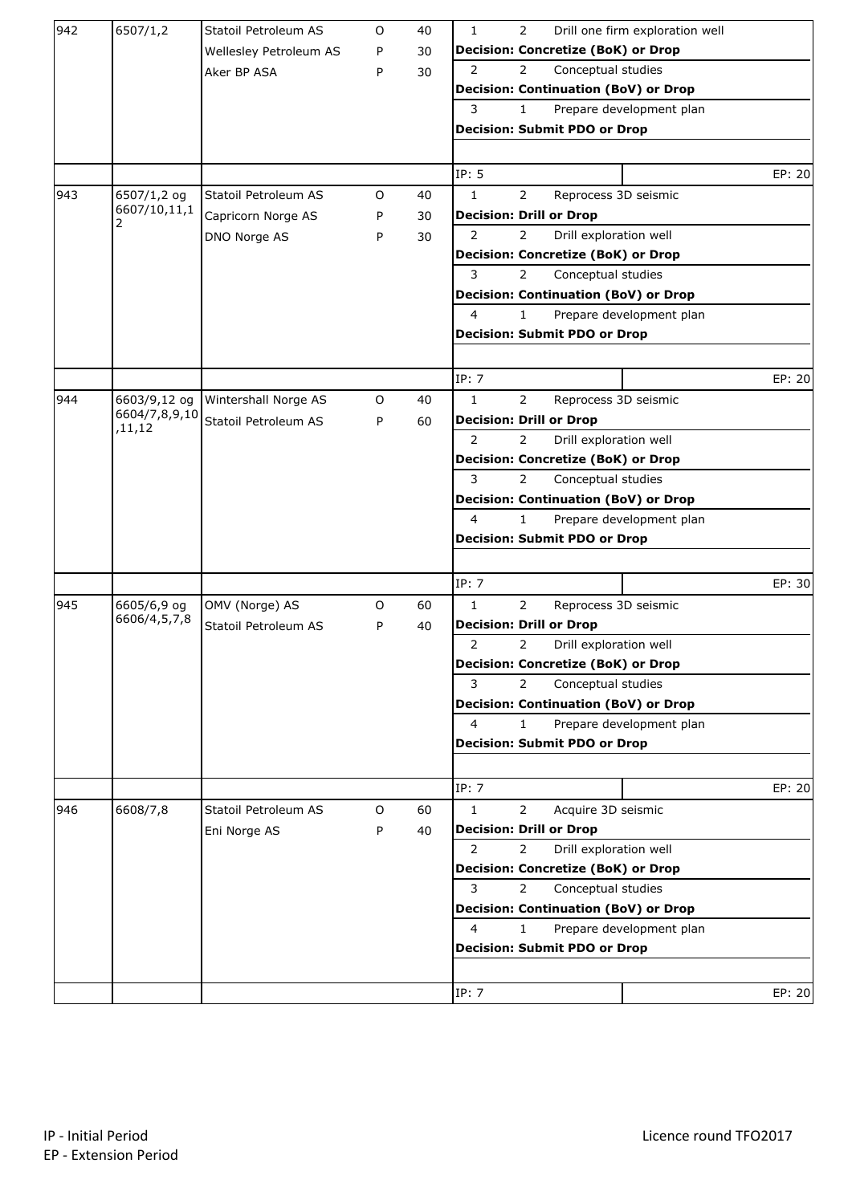| | | | | | | |
|---|---|---|---|---|---|---|
| 942 | 6507/1,2 | Statoil Petroleum AS | O | 40 | 1 2 Drill one firm exploration well | |
| | | Wellesley Petroleum AS | P | 30 | **Decision: Concretize (BoK) or Drop** | |
| | | Aker BP ASA | P | 30 | 2 2 Conceptual studies | |
| | | | | | **Decision: Continuation (BoV) or Drop** | |
| | | | | | 3 1 Prepare development plan | |
| | | | | | **Decision: Submit PDO or Drop** | |
| | | | | | IP: 5 | EP: 20 |
| 943 | 6507/1,2 og 6607/10,11,12 | Statoil Petroleum AS | O | 40 | 1 2 Reprocess 3D seismic | |
| | | Capricorn Norge AS | P | 30 | **Decision: Drill or Drop** | |
| | | DNO Norge AS | P | 30 | 2 2 Drill exploration well | |
| | | | | | **Decision: Concretize (BoK) or Drop** | |
| | | | | | 3 2 Conceptual studies | |
| | | | | | **Decision: Continuation (BoV) or Drop** | |
| | | | | | 4 1 Prepare development plan | |
| | | | | | **Decision: Submit PDO or Drop** | |
| | | | | | IP: 7 | EP: 20 |
| 944 | 6603/9,12 og 6604/7,8,9,10,11,12 | Wintershall Norge AS | O | 40 | 1 2 Reprocess 3D seismic | |
| | | Statoil Petroleum AS | P | 60 | **Decision: Drill or Drop** | |
| | | | | | 2 2 Drill exploration well | |
| | | | | | **Decision: Concretize (BoK) or Drop** | |
| | | | | | 3 2 Conceptual studies | |
| | | | | | **Decision: Continuation (BoV) or Drop** | |
| | | | | | 4 1 Prepare development plan | |
| | | | | | **Decision: Submit PDO or Drop** | |
| | | | | | IP: 7 | EP: 30 |
| 945 | 6605/6,9 og 6606/4,5,7,8 | OMV (Norge) AS | O | 60 | 1 2 Reprocess 3D seismic | |
| | | Statoil Petroleum AS | P | 40 | **Decision: Drill or Drop** | |
| | | | | | 2 2 Drill exploration well | |
| | | | | | **Decision: Concretize (BoK) or Drop** | |
| | | | | | 3 2 Conceptual studies | |
| | | | | | **Decision: Continuation (BoV) or Drop** | |
| | | | | | 4 1 Prepare development plan | |
| | | | | | **Decision: Submit PDO or Drop** | |
| | | | | | IP: 7 | EP: 20 |
| 946 | 6608/7,8 | Statoil Petroleum AS | O | 60 | 1 2 Acquire 3D seismic | |
| | | Eni Norge AS | P | 40 | **Decision: Drill or Drop** | |
| | | | | | 2 2 Drill exploration well | |
| | | | | | **Decision: Concretize (BoK) or Drop** | |
| | | | | | 3 2 Conceptual studies | |
| | | | | | **Decision: Continuation (BoV) or Drop** | |
| | | | | | 4 1 Prepare development plan | |
| | | | | | **Decision: Submit PDO or Drop** | |
| | | | | | IP: 7 | EP: 20 |

IP - Initial Period
EP - Extension Period

Licence round TFO2017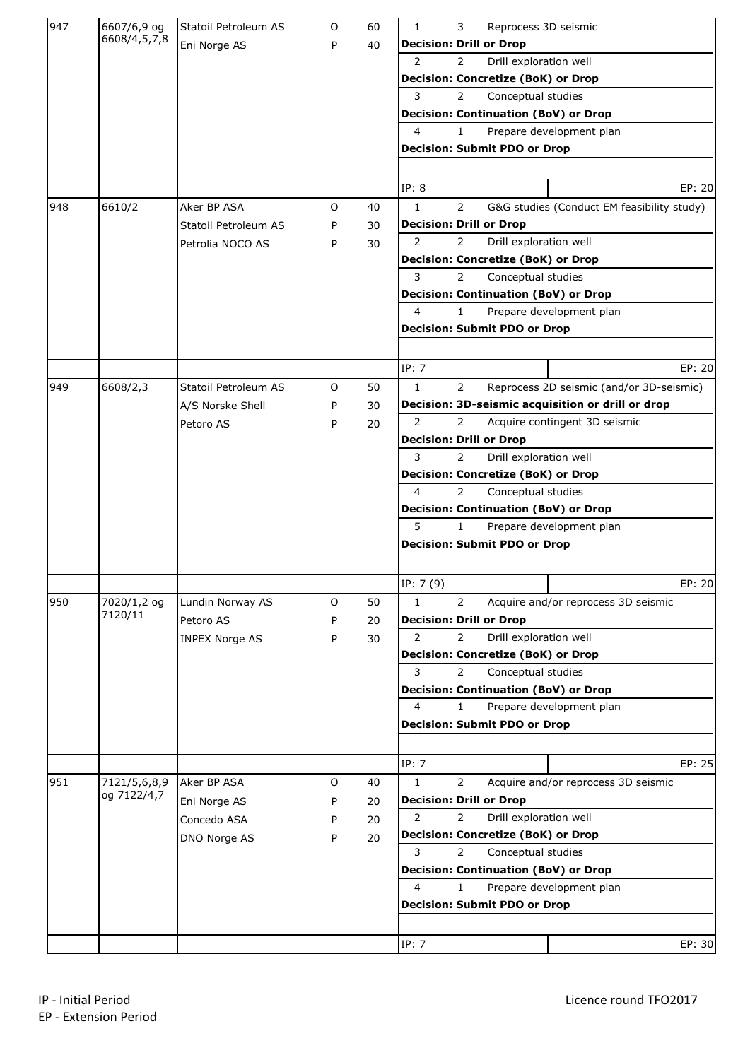| | | | | | | | |
|---|---|---|---|---|---|---|---|
| 947 | 6607/6,9 og 6608/4,5,7,8 | Statoil Petroleum AS | O | 60 | 1 | 3 | Reprocess 3D seismic |
| | | Eni Norge AS | P | 40 | **Decision: Drill or Drop** | | |
| | | | | | 2 | 2 | Drill exploration well |
| | | | | | **Decision: Concretize (BoK) or Drop** | | |
| | | | | | 3 | 2 | Conceptual studies |
| | | | | | **Decision: Continuation (BoV) or Drop** | | |
| | | | | | 4 | 1 | Prepare development plan |
| | | | | | **Decision: Submit PDO or Drop** | | |
| | | | | | IP: 8 | | EP: 20 |
| 948 | 6610/2 | Aker BP ASA | O | 40 | 1 | 2 | G&G studies (Conduct EM feasibility study) |
| | | Statoil Petroleum AS | P | 30 | **Decision: Drill or Drop** | | |
| | | Petrolia NOCO AS | P | 30 | 2 | 2 | Drill exploration well |
| | | | | | **Decision: Concretize (BoK) or Drop** | | |
| | | | | | 3 | 2 | Conceptual studies |
| | | | | | **Decision: Continuation (BoV) or Drop** | | |
| | | | | | 4 | 1 | Prepare development plan |
| | | | | | **Decision: Submit PDO or Drop** | | |
| | | | | | IP: 7 | | EP: 20 |
| 949 | 6608/2,3 | Statoil Petroleum AS | O | 50 | 1 | 2 | Reprocess 2D seismic (and/or 3D-seismic) |
| | | A/S Norske Shell | P | 30 | **Decision: 3D-seismic acquisition or drill or drop** | | |
| | | Petoro AS | P | 20 | 2 | 2 | Acquire contingent 3D seismic |
| | | | | | **Decision: Drill or Drop** | | |
| | | | | | 3 | 2 | Drill exploration well |
| | | | | | **Decision: Concretize (BoK) or Drop** | | |
| | | | | | 4 | 2 | Conceptual studies |
| | | | | | **Decision: Continuation (BoV) or Drop** | | |
| | | | | | 5 | 1 | Prepare development plan |
| | | | | | **Decision: Submit PDO or Drop** | | |
| | | | | | IP: 7 (9) | | EP: 20 |
| 950 | 7020/1,2 og 7120/11 | Lundin Norway AS | O | 50 | 1 | 2 | Acquire and/or reprocess 3D seismic |
| | | Petoro AS | P | 20 | **Decision: Drill or Drop** | | |
| | | INPEX Norge AS | P | 30 | 2 | 2 | Drill exploration well |
| | | | | | **Decision: Concretize (BoK) or Drop** | | |
| | | | | | 3 | 2 | Conceptual studies |
| | | | | | **Decision: Continuation (BoV) or Drop** | | |
| | | | | | 4 | 1 | Prepare development plan |
| | | | | | **Decision: Submit PDO or Drop** | | |
| | | | | | IP: 7 | | EP: 25 |
| 951 | 7121/5,6,8,9 og 7122/4,7 | Aker BP ASA | O | 40 | 1 | 2 | Acquire and/or reprocess 3D seismic |
| | | Eni Norge AS | P | 20 | **Decision: Drill or Drop** | | |
| | | Concedo ASA | P | 20 | 2 | 2 | Drill exploration well |
| | | DNO Norge AS | P | 20 | **Decision: Concretize (BoK) or Drop** | | |
| | | | | | 3 | 2 | Conceptual studies |
| | | | | | **Decision: Continuation (BoV) or Drop** | | |
| | | | | | 4 | 1 | Prepare development plan |
| | | | | | **Decision: Submit PDO or Drop** | | |
| | | | | | IP: 7 | | EP: 30 |

IP - Initial Period
EP - Extension Period

Licence round TFO2017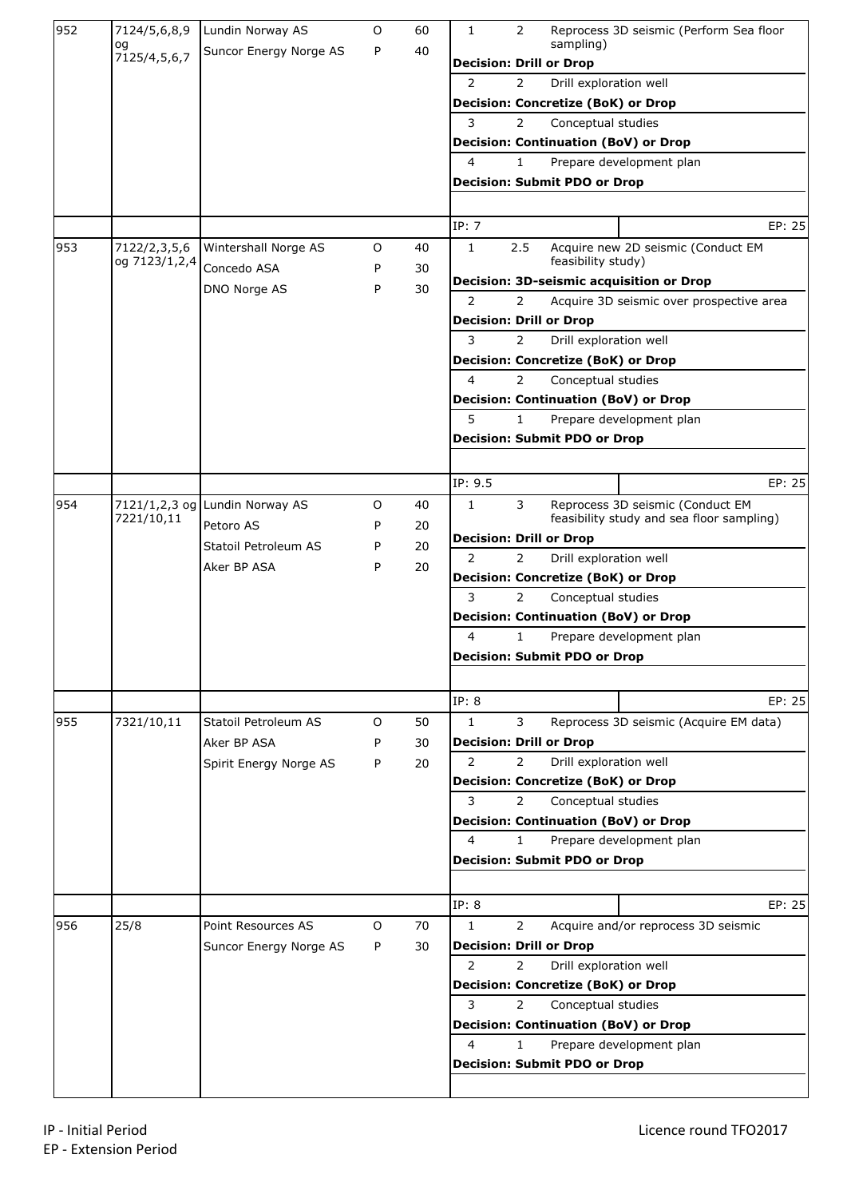| Licence | Blocks | Company | O/P | Share (%) | Phase | Years | Work programme / Decision |
|---|---|---|---|---|---|---|---|
| 952 | 7124/5,6,8,9 og 7125/4,5,6,7 | Lundin Norway AS | O | 60 | 1 | 2 | Reprocess 3D seismic (Perform Sea floor sampling) |
| | | Suncor Energy Norge AS | P | 40 | | | **Decision: Drill or Drop** |
| | | | | | 2 | 2 | Drill exploration well |
| | | | | | | | **Decision: Concretize (BoK) or Drop** |
| | | | | | 3 | 2 | Conceptual studies |
| | | | | | | | **Decision: Continuation (BoV) or Drop** |
| | | | | | 4 | 1 | Prepare development plan |
| | | | | | | | **Decision: Submit PDO or Drop** |
| | | | | | IP: 7 | | EP: 25 |
| 953 | 7122/2,3,5,6 og 7123/1,2,4 | Wintershall Norge AS | O | 40 | 1 | 2.5 | Acquire new 2D seismic (Conduct EM feasibility study) |
| | | Concedo ASA | P | 30 | | | **Decision: 3D-seismic acquisition or Drop** |
| | | DNO Norge AS | P | 30 | 2 | 2 | Acquire 3D seismic over prospective area |
| | | | | | | | **Decision: Drill or Drop** |
| | | | | | 3 | 2 | Drill exploration well |
| | | | | | | | **Decision: Concretize (BoK) or Drop** |
| | | | | | 4 | 2 | Conceptual studies |
| | | | | | | | **Decision: Continuation (BoV) or Drop** |
| | | | | | 5 | 1 | Prepare development plan |
| | | | | | | | **Decision: Submit PDO or Drop** |
| | | | | | IP: 9.5 | | EP: 25 |
| 954 | 7121/1,2,3 og 7221/10,11 | Lundin Norway AS | O | 40 | 1 | 3 | Reprocess 3D seismic (Conduct EM feasibility study and sea floor sampling) |
| | | Petoro AS | P | 20 | | | **Decision: Drill or Drop** |
| | | Statoil Petroleum AS | P | 20 | 2 | 2 | Drill exploration well |
| | | Aker BP ASA | P | 20 | | | **Decision: Concretize (BoK) or Drop** |
| | | | | | 3 | 2 | Conceptual studies |
| | | | | | | | **Decision: Continuation (BoV) or Drop** |
| | | | | | 4 | 1 | Prepare development plan |
| | | | | | | | **Decision: Submit PDO or Drop** |
| | | | | | IP: 8 | | EP: 25 |
| 955 | 7321/10,11 | Statoil Petroleum AS | O | 50 | 1 | 3 | Reprocess 3D seismic (Acquire EM data) |
| | | Aker BP ASA | P | 30 | | | **Decision: Drill or Drop** |
| | | Spirit Energy Norge AS | P | 20 | 2 | 2 | Drill exploration well |
| | | | | | | | **Decision: Concretize (BoK) or Drop** |
| | | | | | 3 | 2 | Conceptual studies |
| | | | | | | | **Decision: Continuation (BoV) or Drop** |
| | | | | | 4 | 1 | Prepare development plan |
| | | | | | | | **Decision: Submit PDO or Drop** |
| | | | | | IP: 8 | | EP: 25 |
| 956 | 25/8 | Point Resources AS | O | 70 | 1 | 2 | Acquire and/or reprocess 3D seismic |
| | | Suncor Energy Norge AS | P | 30 | | | **Decision: Drill or Drop** |
| | | | | | 2 | 2 | Drill exploration well |
| | | | | | | | **Decision: Concretize (BoK) or Drop** |
| | | | | | 3 | 2 | Conceptual studies |
| | | | | | | | **Decision: Continuation (BoV) or Drop** |
| | | | | | 4 | 1 | Prepare development plan |
| | | | | | | | **Decision: Submit PDO or Drop** |

IP - Initial Period
EP - Extension Period

Licence round TFO2017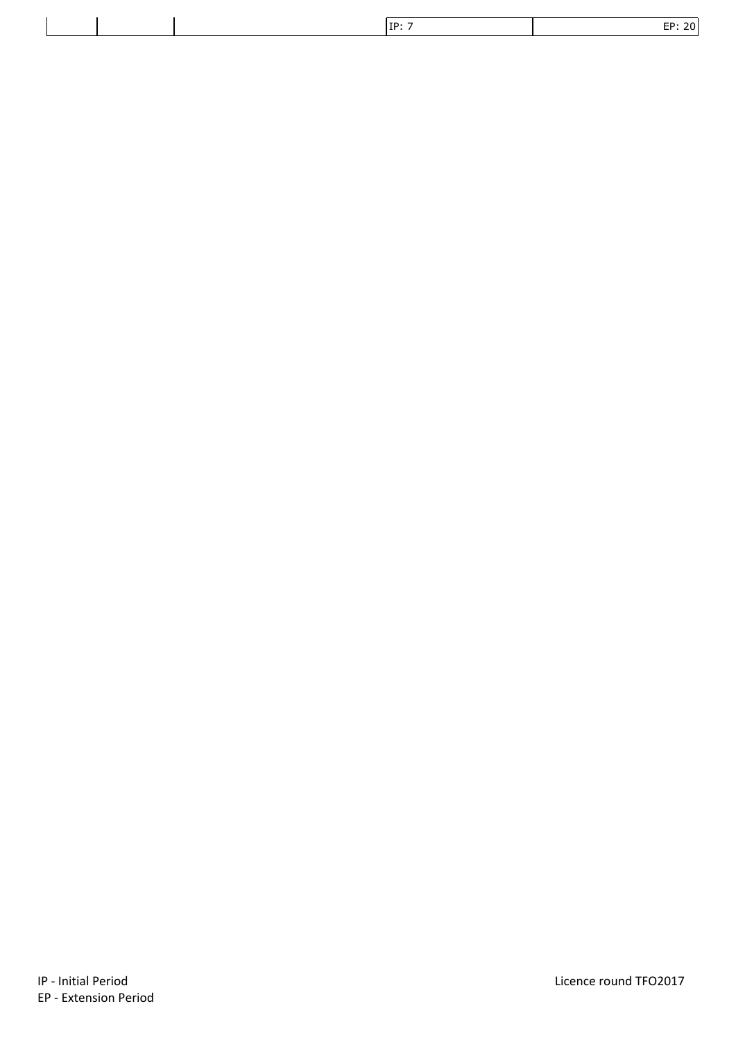| | | | | |
|---|---|---|---|---|
| | | | IP: 7 | EP: 20 |

IP - Initial Period
EP - Extension Period